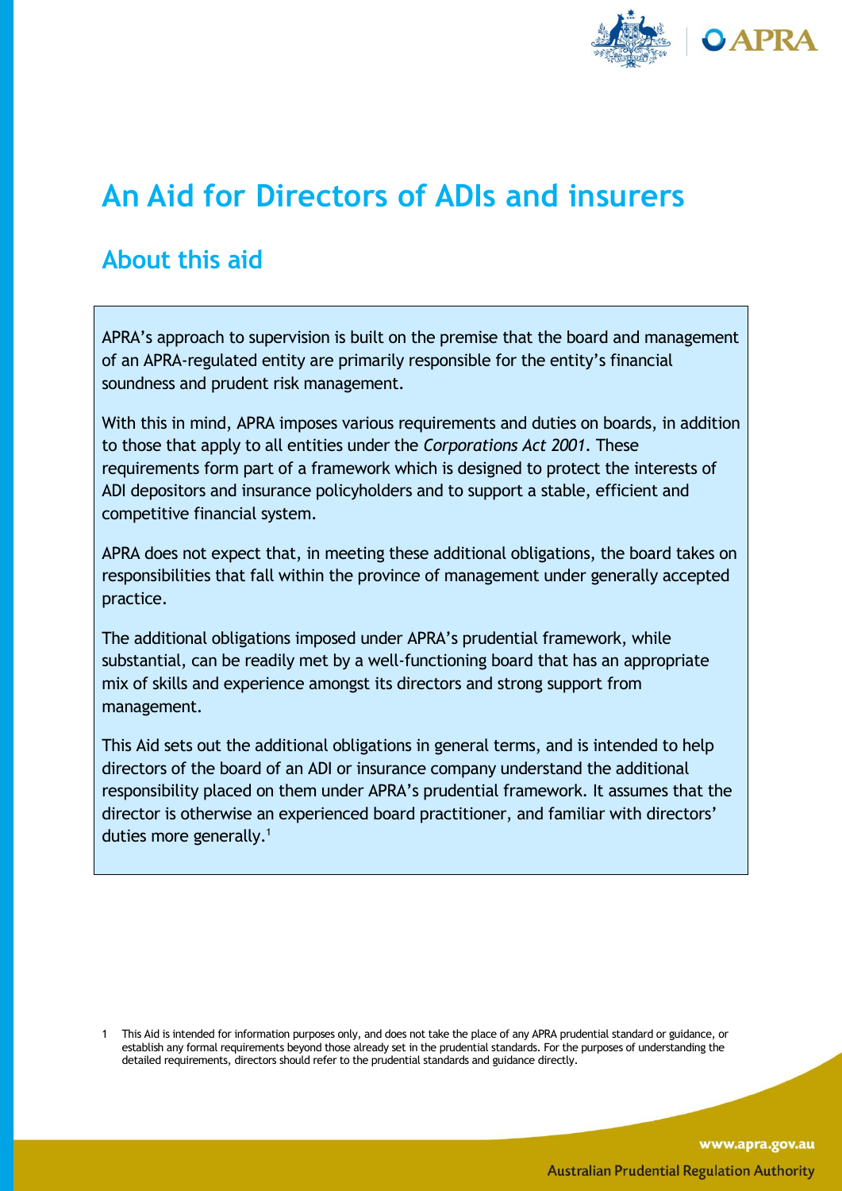# An Aid for Directors of ADIs and insurers

## About this aid

APRA's approach to supervision is built on the premise that the board and management of an APRA-regulated entity are primarily responsible for the entity's financial soundness and prudent risk management.

With this in mind, APRA imposes various requirements and duties on boards, in addition to those that apply to all entities under the *Corporations Act 2001*. These requirements form part of a framework which is designed to protect the interests of ADI depositors and insurance policyholders and to support a stable, efficient and competitive financial system.

APRA does not expect that, in meeting these additional obligations, the board takes on responsibilities that fall within the province of management under generally accepted practice.

The additional obligations imposed under APRA's prudential framework, while substantial, can be readily met by a well-functioning board that has an appropriate mix of skills and experience amongst its directors and strong support from management.

This Aid sets out the additional obligations in general terms, and is intended to help directors of the board of an ADI or insurance company understand the additional responsibility placed on them under APRA's prudential framework. It assumes that the director is otherwise an experienced board practitioner, and familiar with directors' duties more generally.[1]

[1] This Aid is intended for information purposes only, and does not take the place of any APRA prudential standard or guidance, or establish any formal requirements beyond those already set in the prudential standards. For the purposes of understanding the detailed requirements, directors should refer to the prudential standards and guidance directly.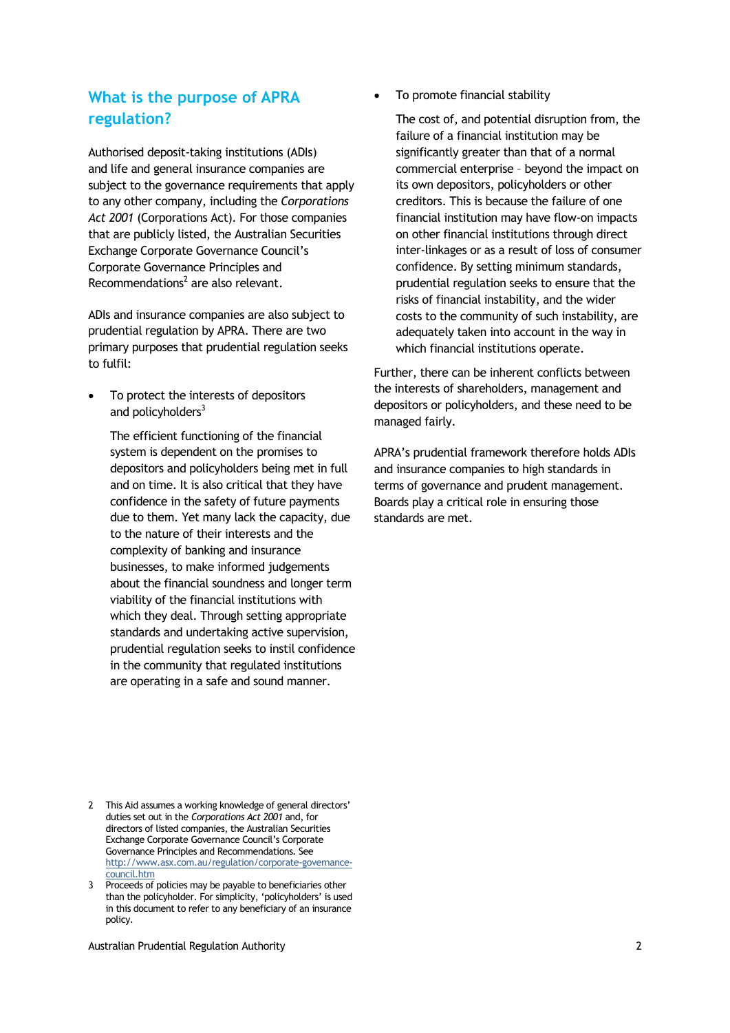## What is the purpose of APRA regulation?

Authorised deposit-taking institutions (ADIs) and life and general insurance companies are subject to the governance requirements that apply to any other company, including the *Corporations Act 2001* (Corporations Act). For those companies that are publicly listed, the Australian Securities Exchange Corporate Governance Council's Corporate Governance Principles and Recommendations[2] are also relevant.

ADIs and insurance companies are also subject to prudential regulation by APRA. There are two primary purposes that prudential regulation seeks to fulfil:

- To protect the interests of depositors and policyholders[3]

  The efficient functioning of the financial system is dependent on the promises to depositors and policyholders being met in full and on time. It is also critical that they have confidence in the safety of future payments due to them. Yet many lack the capacity, due to the nature of their interests and the complexity of banking and insurance businesses, to make informed judgements about the financial soundness and longer term viability of the financial institutions with which they deal. Through setting appropriate standards and undertaking active supervision, prudential regulation seeks to instil confidence in the community that regulated institutions are operating in a safe and sound manner.

- To promote financial stability

  The cost of, and potential disruption from, the failure of a financial institution may be significantly greater than that of a normal commercial enterprise – beyond the impact on its own depositors, policyholders or other creditors. This is because the failure of one financial institution may have flow-on impacts on other financial institutions through direct inter-linkages or as a result of loss of consumer confidence. By setting minimum standards, prudential regulation seeks to ensure that the risks of financial instability, and the wider costs to the community of such instability, are adequately taken into account in the way in which financial institutions operate.

Further, there can be inherent conflicts between the interests of shareholders, management and depositors or policyholders, and these need to be managed fairly.

APRA's prudential framework therefore holds ADIs and insurance companies to high standards in terms of governance and prudent management. Boards play a critical role in ensuring those standards are met.

---

2 This Aid assumes a working knowledge of general directors' duties set out in the *Corporations Act 2001* and, for directors of listed companies, the Australian Securities Exchange Corporate Governance Council's Corporate Governance Principles and Recommendations. See http://www.asx.com.au/regulation/corporate-governance-council.htm

3 Proceeds of policies may be payable to beneficiaries other than the policyholder. For simplicity, 'policyholders' is used in this document to refer to any beneficiary of an insurance policy.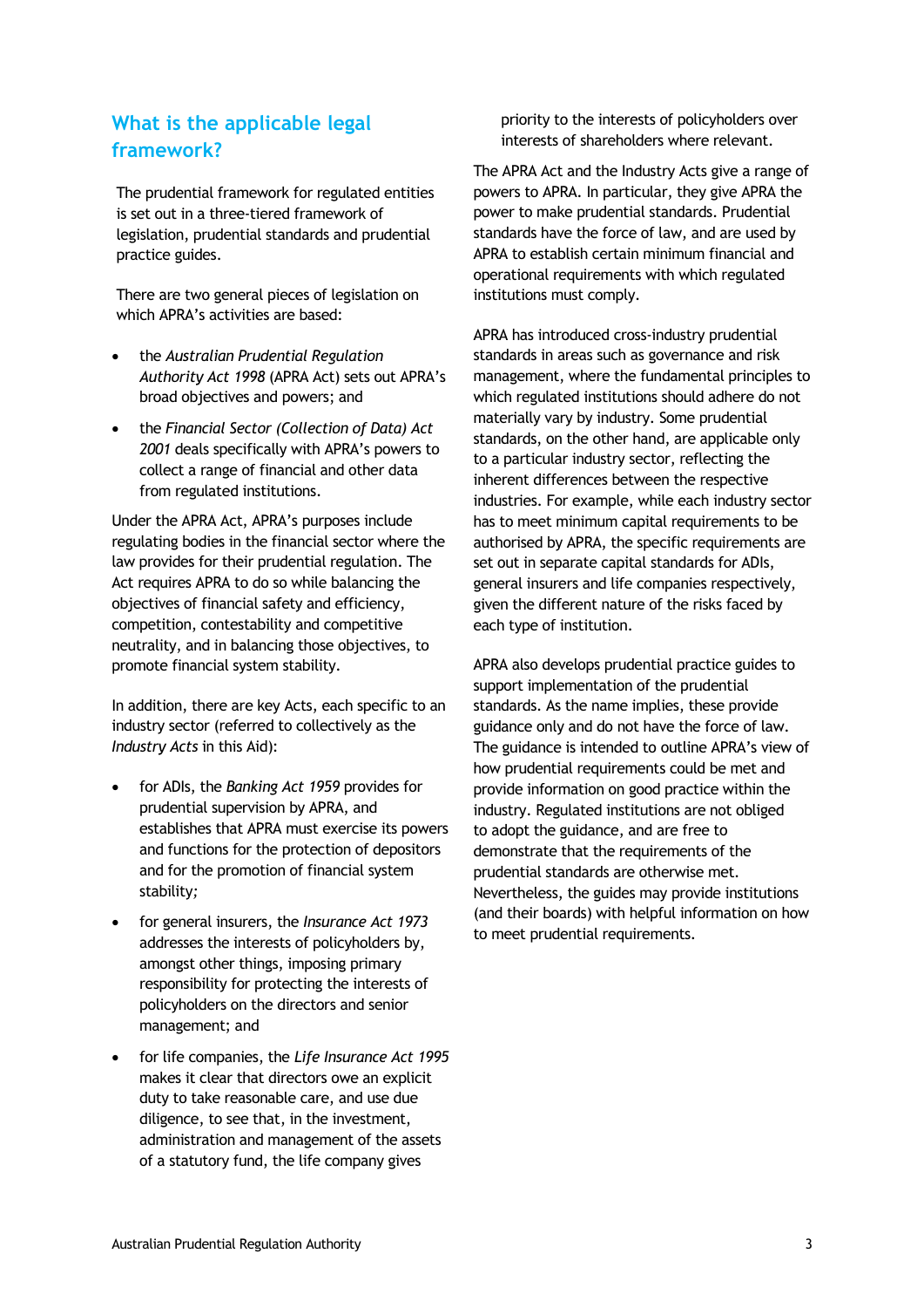## What is the applicable legal framework?

The prudential framework for regulated entities is set out in a three-tiered framework of legislation, prudential standards and prudential practice guides.

There are two general pieces of legislation on which APRA's activities are based:

- the *Australian Prudential Regulation Authority Act 1998* (APRA Act) sets out APRA's broad objectives and powers; and
- the *Financial Sector (Collection of Data) Act 2001* deals specifically with APRA's powers to collect a range of financial and other data from regulated institutions.

Under the APRA Act, APRA's purposes include regulating bodies in the financial sector where the law provides for their prudential regulation. The Act requires APRA to do so while balancing the objectives of financial safety and efficiency, competition, contestability and competitive neutrality, and in balancing those objectives, to promote financial system stability.

In addition, there are key Acts, each specific to an industry sector (referred to collectively as the *Industry Acts* in this Aid):

- for ADIs, the *Banking Act 1959* provides for prudential supervision by APRA, and establishes that APRA must exercise its powers and functions for the protection of depositors and for the promotion of financial system stability;
- for general insurers, the *Insurance Act 1973* addresses the interests of policyholders by, amongst other things, imposing primary responsibility for protecting the interests of policyholders on the directors and senior management; and
- for life companies, the *Life Insurance Act 1995* makes it clear that directors owe an explicit duty to take reasonable care, and use due diligence, to see that, in the investment, administration and management of the assets of a statutory fund, the life company gives priority to the interests of policyholders over interests of shareholders where relevant.

The APRA Act and the Industry Acts give a range of powers to APRA. In particular, they give APRA the power to make prudential standards. Prudential standards have the force of law, and are used by APRA to establish certain minimum financial and operational requirements with which regulated institutions must comply.

APRA has introduced cross-industry prudential standards in areas such as governance and risk management, where the fundamental principles to which regulated institutions should adhere do not materially vary by industry. Some prudential standards, on the other hand, are applicable only to a particular industry sector, reflecting the inherent differences between the respective industries. For example, while each industry sector has to meet minimum capital requirements to be authorised by APRA, the specific requirements are set out in separate capital standards for ADIs, general insurers and life companies respectively, given the different nature of the risks faced by each type of institution.

APRA also develops prudential practice guides to support implementation of the prudential standards. As the name implies, these provide guidance only and do not have the force of law. The guidance is intended to outline APRA's view of how prudential requirements could be met and provide information on good practice within the industry. Regulated institutions are not obliged to adopt the guidance, and are free to demonstrate that the requirements of the prudential standards are otherwise met. Nevertheless, the guides may provide institutions (and their boards) with helpful information on how to meet prudential requirements.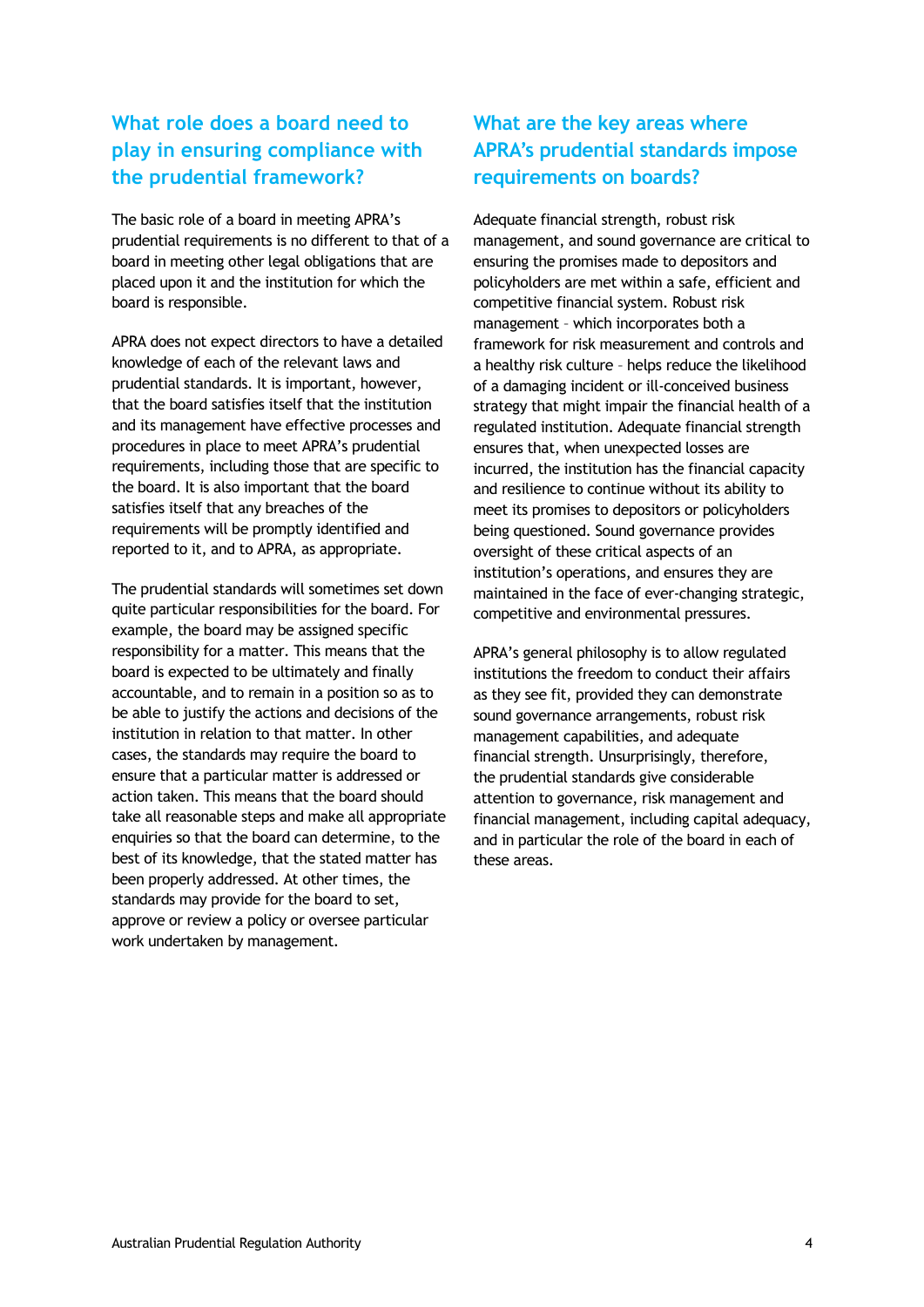## What role does a board need to play in ensuring compliance with the prudential framework?

The basic role of a board in meeting APRA's prudential requirements is no different to that of a board in meeting other legal obligations that are placed upon it and the institution for which the board is responsible.

APRA does not expect directors to have a detailed knowledge of each of the relevant laws and prudential standards. It is important, however, that the board satisfies itself that the institution and its management have effective processes and procedures in place to meet APRA's prudential requirements, including those that are specific to the board. It is also important that the board satisfies itself that any breaches of the requirements will be promptly identified and reported to it, and to APRA, as appropriate.

The prudential standards will sometimes set down quite particular responsibilities for the board. For example, the board may be assigned specific responsibility for a matter. This means that the board is expected to be ultimately and finally accountable, and to remain in a position so as to be able to justify the actions and decisions of the institution in relation to that matter. In other cases, the standards may require the board to ensure that a particular matter is addressed or action taken. This means that the board should take all reasonable steps and make all appropriate enquiries so that the board can determine, to the best of its knowledge, that the stated matter has been properly addressed. At other times, the standards may provide for the board to set, approve or review a policy or oversee particular work undertaken by management.

## What are the key areas where APRA's prudential standards impose requirements on boards?

Adequate financial strength, robust risk management, and sound governance are critical to ensuring the promises made to depositors and policyholders are met within a safe, efficient and competitive financial system. Robust risk management – which incorporates both a framework for risk measurement and controls and a healthy risk culture – helps reduce the likelihood of a damaging incident or ill-conceived business strategy that might impair the financial health of a regulated institution. Adequate financial strength ensures that, when unexpected losses are incurred, the institution has the financial capacity and resilience to continue without its ability to meet its promises to depositors or policyholders being questioned. Sound governance provides oversight of these critical aspects of an institution's operations, and ensures they are maintained in the face of ever-changing strategic, competitive and environmental pressures.

APRA's general philosophy is to allow regulated institutions the freedom to conduct their affairs as they see fit, provided they can demonstrate sound governance arrangements, robust risk management capabilities, and adequate financial strength. Unsurprisingly, therefore, the prudential standards give considerable attention to governance, risk management and financial management, including capital adequacy, and in particular the role of the board in each of these areas.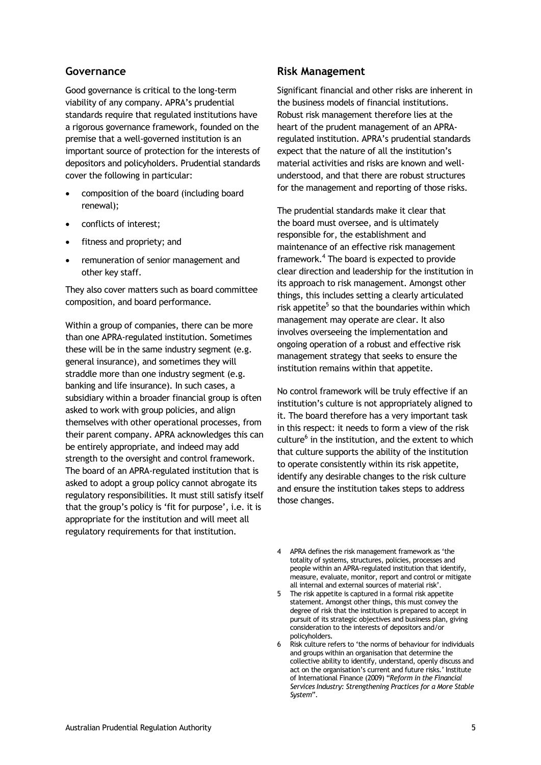## Governance

Good governance is critical to the long-term viability of any company. APRA's prudential standards require that regulated institutions have a rigorous governance framework, founded on the premise that a well-governed institution is an important source of protection for the interests of depositors and policyholders. Prudential standards cover the following in particular:

- composition of the board (including board renewal);
- conflicts of interest;
- fitness and propriety; and
- remuneration of senior management and other key staff.

They also cover matters such as board committee composition, and board performance.

Within a group of companies, there can be more than one APRA-regulated institution. Sometimes these will be in the same industry segment (e.g. general insurance), and sometimes they will straddle more than one industry segment (e.g. banking and life insurance). In such cases, a subsidiary within a broader financial group is often asked to work with group policies, and align themselves with other operational processes, from their parent company. APRA acknowledges this can be entirely appropriate, and indeed may add strength to the oversight and control framework. The board of an APRA-regulated institution that is asked to adopt a group policy cannot abrogate its regulatory responsibilities. It must still satisfy itself that the group's policy is 'fit for purpose', i.e. it is appropriate for the institution and will meet all regulatory requirements for that institution.

## Risk Management

Significant financial and other risks are inherent in the business models of financial institutions. Robust risk management therefore lies at the heart of the prudent management of an APRA-regulated institution. APRA's prudential standards expect that the nature of all the institution's material activities and risks are known and well-understood, and that there are robust structures for the management and reporting of those risks.

The prudential standards make it clear that the board must oversee, and is ultimately responsible for, the establishment and maintenance of an effective risk management framework.[4] The board is expected to provide clear direction and leadership for the institution in its approach to risk management. Amongst other things, this includes setting a clearly articulated risk appetite[5] so that the boundaries within which management may operate are clear. It also involves overseeing the implementation and ongoing operation of a robust and effective risk management strategy that seeks to ensure the institution remains within that appetite.

No control framework will be truly effective if an institution's culture is not appropriately aligned to it. The board therefore has a very important task in this respect: it needs to form a view of the risk culture[6] in the institution, and the extent to which that culture supports the ability of the institution to operate consistently within its risk appetite, identify any desirable changes to the risk culture and ensure the institution takes steps to address those changes.

4 APRA defines the risk management framework as 'the totality of systems, structures, policies, processes and people within an APRA-regulated institution that identify, measure, evaluate, monitor, report and control or mitigate all internal and external sources of material risk'.

5 The risk appetite is captured in a formal risk appetite statement. Amongst other things, this must convey the degree of risk that the institution is prepared to accept in pursuit of its strategic objectives and business plan, giving consideration to the interests of depositors and/or policyholders.

6 Risk culture refers to 'the norms of behaviour for individuals and groups within an organisation that determine the collective ability to identify, understand, openly discuss and act on the organisation's current and future risks.' Institute of International Finance (2009) "*Reform in the Financial Services Industry: Strengthening Practices for a More Stable System*".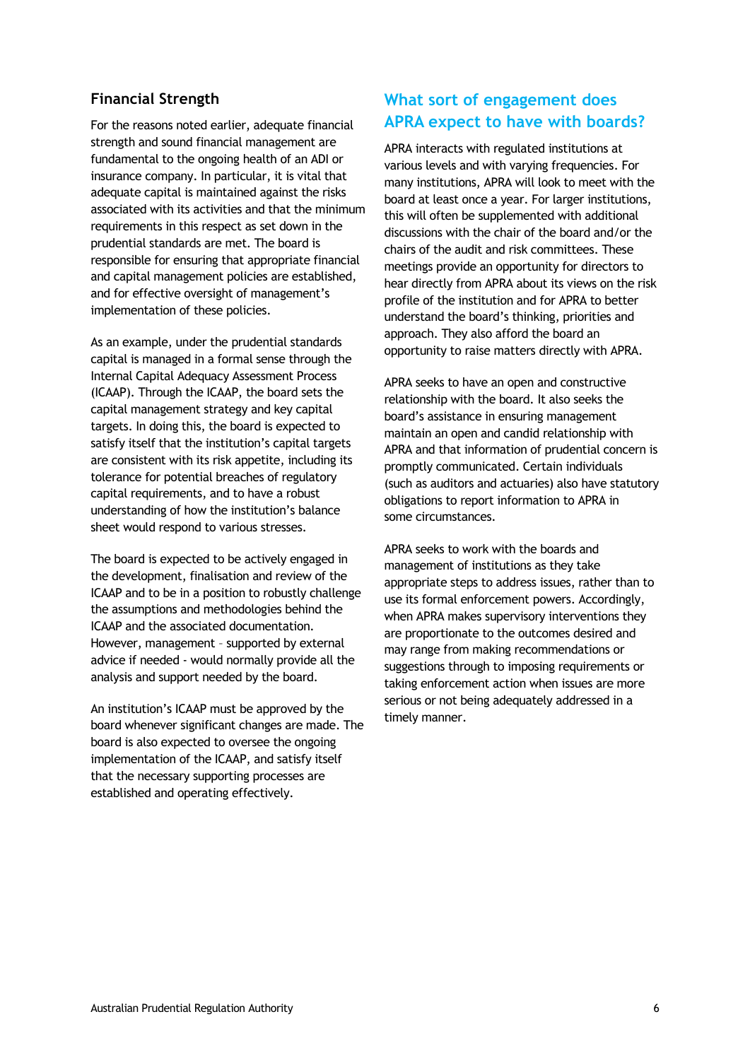### Financial Strength

For the reasons noted earlier, adequate financial strength and sound financial management are fundamental to the ongoing health of an ADI or insurance company. In particular, it is vital that adequate capital is maintained against the risks associated with its activities and that the minimum requirements in this respect as set down in the prudential standards are met. The board is responsible for ensuring that appropriate financial and capital management policies are established, and for effective oversight of management's implementation of these policies.

As an example, under the prudential standards capital is managed in a formal sense through the Internal Capital Adequacy Assessment Process (ICAAP). Through the ICAAP, the board sets the capital management strategy and key capital targets. In doing this, the board is expected to satisfy itself that the institution's capital targets are consistent with its risk appetite, including its tolerance for potential breaches of regulatory capital requirements, and to have a robust understanding of how the institution's balance sheet would respond to various stresses.

The board is expected to be actively engaged in the development, finalisation and review of the ICAAP and to be in a position to robustly challenge the assumptions and methodologies behind the ICAAP and the associated documentation. However, management – supported by external advice if needed - would normally provide all the analysis and support needed by the board.

An institution's ICAAP must be approved by the board whenever significant changes are made. The board is also expected to oversee the ongoing implementation of the ICAAP, and satisfy itself that the necessary supporting processes are established and operating effectively.

## What sort of engagement does APRA expect to have with boards?

APRA interacts with regulated institutions at various levels and with varying frequencies. For many institutions, APRA will look to meet with the board at least once a year. For larger institutions, this will often be supplemented with additional discussions with the chair of the board and/or the chairs of the audit and risk committees. These meetings provide an opportunity for directors to hear directly from APRA about its views on the risk profile of the institution and for APRA to better understand the board's thinking, priorities and approach. They also afford the board an opportunity to raise matters directly with APRA.

APRA seeks to have an open and constructive relationship with the board. It also seeks the board's assistance in ensuring management maintain an open and candid relationship with APRA and that information of prudential concern is promptly communicated. Certain individuals (such as auditors and actuaries) also have statutory obligations to report information to APRA in some circumstances.

APRA seeks to work with the boards and management of institutions as they take appropriate steps to address issues, rather than to use its formal enforcement powers. Accordingly, when APRA makes supervisory interventions they are proportionate to the outcomes desired and may range from making recommendations or suggestions through to imposing requirements or taking enforcement action when issues are more serious or not being adequately addressed in a timely manner.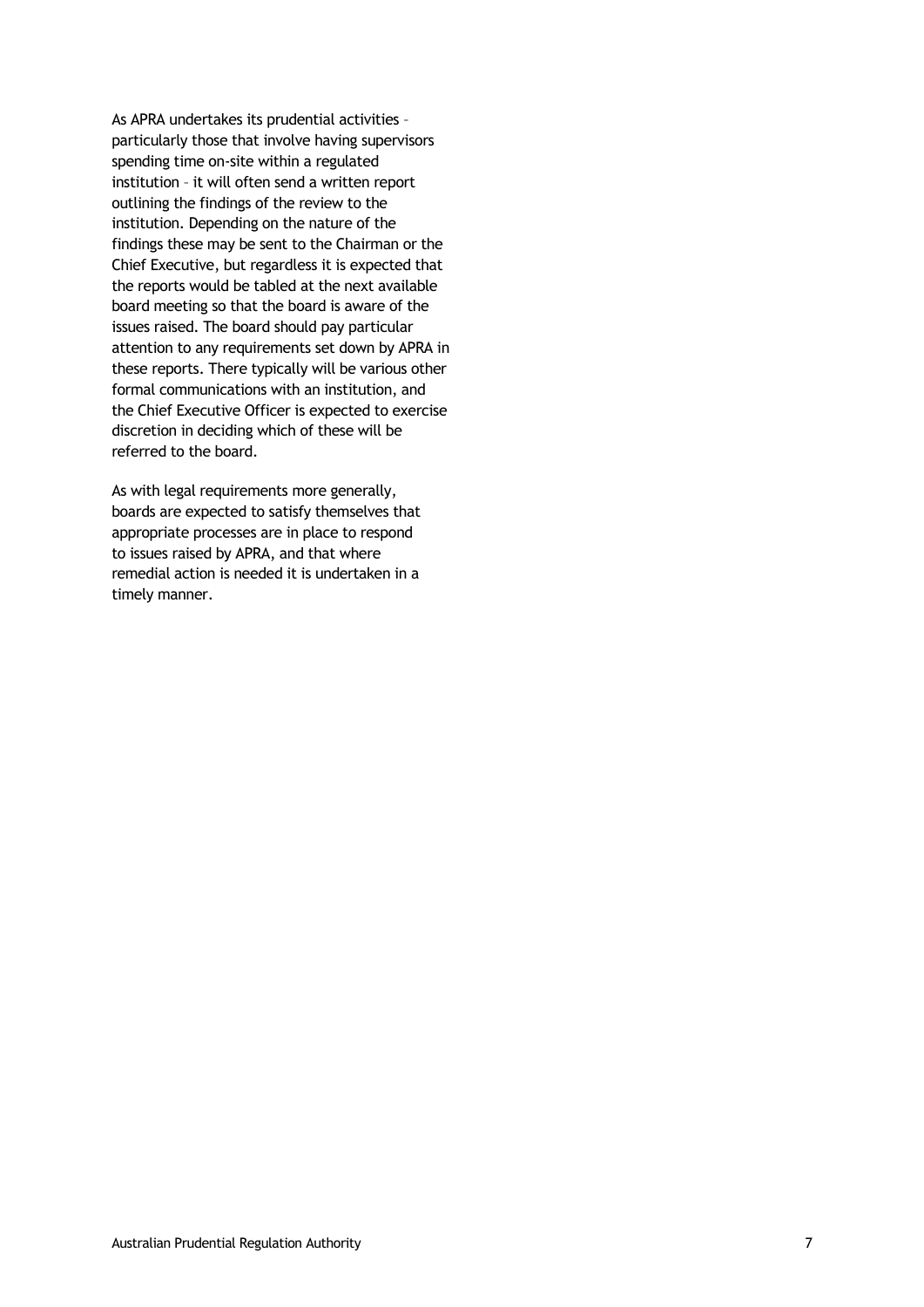As APRA undertakes its prudential activities – particularly those that involve having supervisors spending time on-site within a regulated institution – it will often send a written report outlining the findings of the review to the institution. Depending on the nature of the findings these may be sent to the Chairman or the Chief Executive, but regardless it is expected that the reports would be tabled at the next available board meeting so that the board is aware of the issues raised. The board should pay particular attention to any requirements set down by APRA in these reports. There typically will be various other formal communications with an institution, and the Chief Executive Officer is expected to exercise discretion in deciding which of these will be referred to the board.

As with legal requirements more generally, boards are expected to satisfy themselves that appropriate processes are in place to respond to issues raised by APRA, and that where remedial action is needed it is undertaken in a timely manner.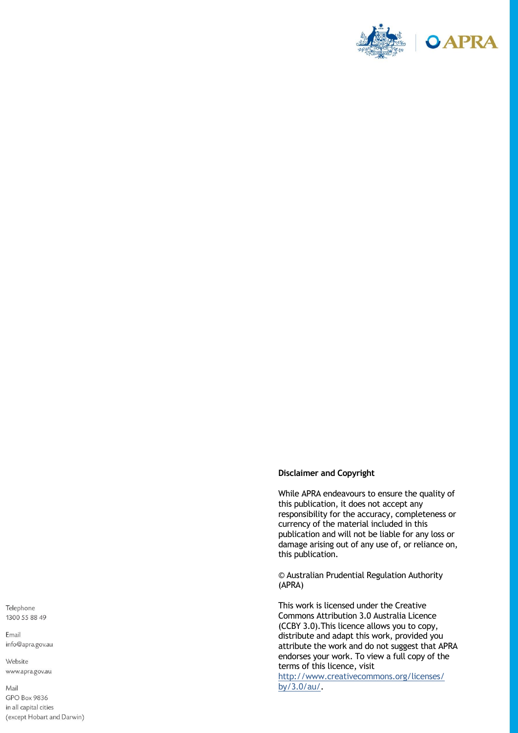Telephone
1300 55 88 49

Email
info@apra.gov.au

Website
www.apra.gov.au

Mail
GPO Box 9836
in all capital cities
(except Hobart and Darwin)

**Disclaimer and Copyright**

While APRA endeavours to ensure the quality of this publication, it does not accept any responsibility for the accuracy, completeness or currency of the material included in this publication and will not be liable for any loss or damage arising out of any use of, or reliance on, this publication.

© Australian Prudential Regulation Authority (APRA)

This work is licensed under the Creative Commons Attribution 3.0 Australia Licence (CCBY 3.0). This licence allows you to copy, distribute and adapt this work, provided you attribute the work and do not suggest that APRA endorses your work. To view a full copy of the terms of this licence, visit http://www.creativecommons.org/licenses/by/3.0/au/.